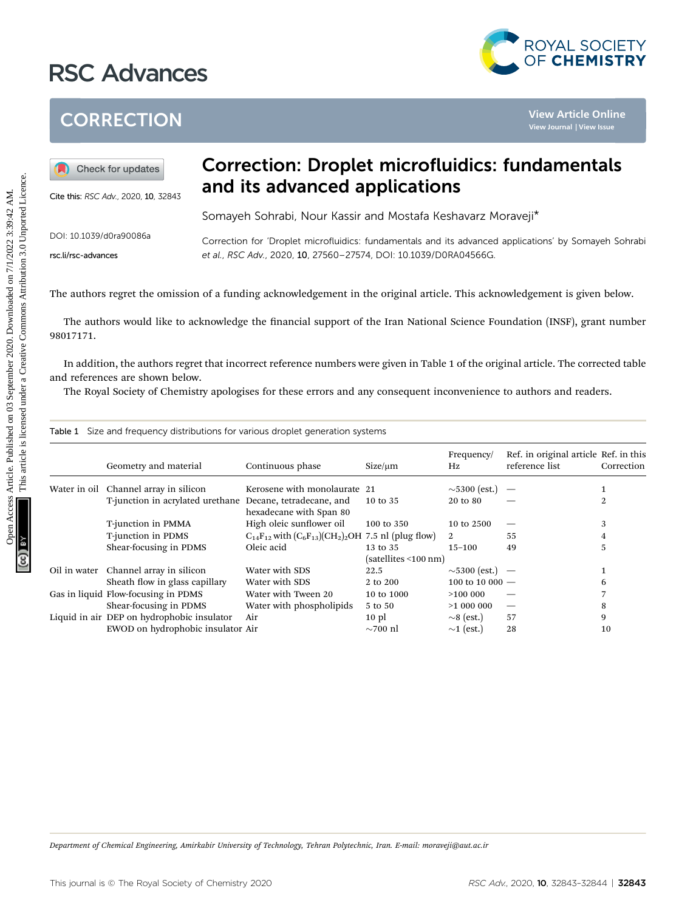# CORRECTION

Cite this: *RSC Adv.*, 2020, **10**, 32843

DOI: 10.1039/d0ra90086a

rsc.li/rsc-advances

# Correction: Droplet microfluidics: fundamentals and its advanced applications

Somayeh Sohrabi, Nour Kassir and Mostafa Keshavarz Moraveji*

Correction for 'Droplet microfluidics: fundamentals and its advanced applications' by Somayeh Sohrabi *et al.*, *RSC Adv.*, 2020, **10**, 27560–27574, DOI: 10.1039/D0RA04566G.

The authors regret the omission of a funding acknowledgement in the original article. This acknowledgement is given below.

The authors would like to acknowledge the financial support of the Iran National Science Foundation (INSF), grant number 98017171.

In addition, the authors regret that incorrect reference numbers were given in Table 1 of the original article. The corrected table and references are shown below.

The Royal Society of Chemistry apologises for these errors and any consequent inconvenience to authors and readers.

Table 1 Size and frequency distributions for various droplet generation systems

| | Geometry and material | Continuous phase | Size/μm | Frequency/Hz | Ref. in original article reference list | Ref. in this Correction |
|---|---|---|---|---|---|---|
| Water in oil | Channel array in silicon | Kerosene with monolaurate | 21 | ~5300 (est.) | — | 1 |
| | T-junction in acrylated urethane | Decane, tetradecane, and hexadecane with Span 80 | 10 to 35 | 20 to 80 | — | 2 |
| | T-junction in PMMA | High oleic sunflower oil | 100 to 350 | 10 to 2500 | — | 3 |
| | T-junction in PDMS | $C_{14}F_{12}$ with $(C_6F_{13})(CH_2)_2OH$ | 7.5 nl (plug flow) | 2 | 55 | 4 |
| | Shear-focusing in PDMS | Oleic acid | 13 to 35 (satellites <100 nm) | 15–100 | 49 | 5 |
| Oil in water | Channel array in silicon | Water with SDS | 22.5 | ~5300 (est.) | — | 1 |
| | Sheath flow in glass capillary | Water with SDS | 2 to 200 | 100 to 10 000 | — | 6 |
| Gas in liquid | Flow-focusing in PDMS | Water with Tween 20 | 10 to 1000 | >100 000 | — | 7 |
| | Shear-focusing in PDMS | Water with phospholipids | 5 to 50 | >1 000 000 | — | 8 |
| Liquid in air | DEP on hydrophobic insulator | Air | 10 pl | ~8 (est.) | 57 | 9 |
| | EWOD on hydrophobic insulator | Air | ~700 nl | ~1 (est.) | 28 | 10 |

Department of Chemical Engineering, Amirkabir University of Technology, Tehran Polytechnic, Iran. E-mail: moraveji@aut.ac.ir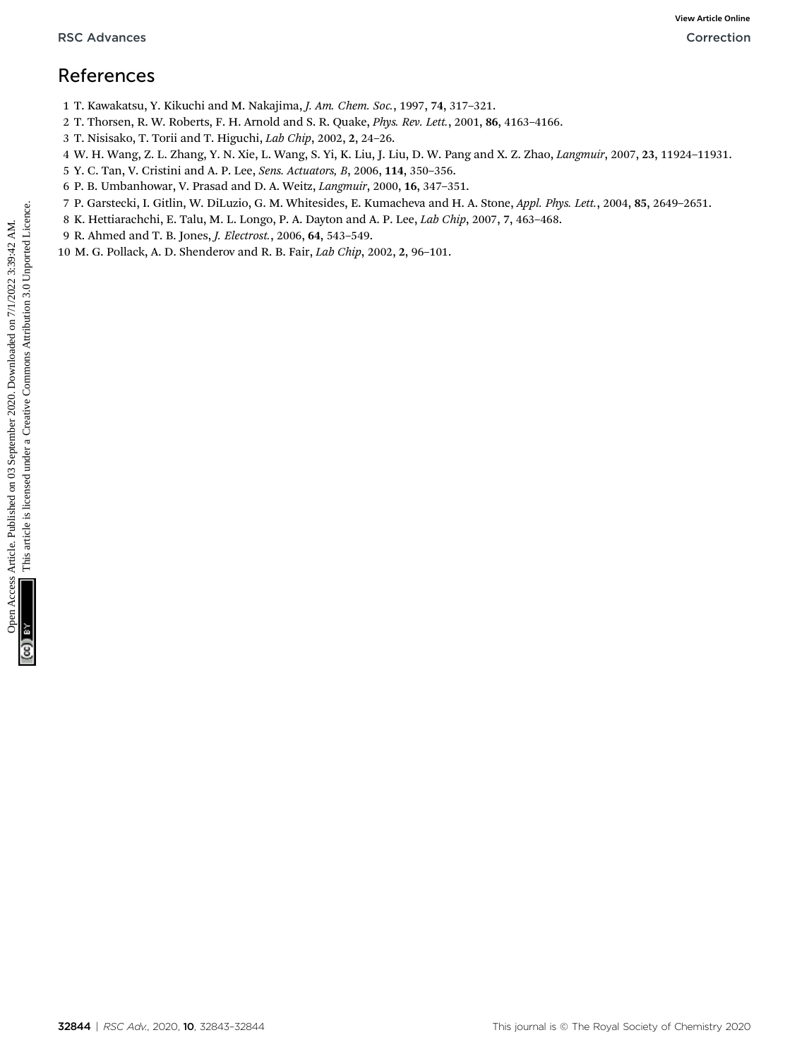## References

1. T. Kawakatsu, Y. Kikuchi and M. Nakajima, *J. Am. Chem. Soc.*, 1997, **74**, 317–321.
2. T. Thorsen, R. W. Roberts, F. H. Arnold and S. R. Quake, *Phys. Rev. Lett.*, 2001, **86**, 4163–4166.
3. T. Nisisako, T. Torii and T. Higuchi, *Lab Chip*, 2002, **2**, 24–26.
4. W. H. Wang, Z. L. Zhang, Y. N. Xie, L. Wang, S. Yi, K. Liu, J. Liu, D. W. Pang and X. Z. Zhao, *Langmuir*, 2007, **23**, 11924–11931.
5. Y. C. Tan, V. Cristini and A. P. Lee, *Sens. Actuators, B*, 2006, **114**, 350–356.
6. P. B. Umbanhowar, V. Prasad and D. A. Weitz, *Langmuir*, 2000, **16**, 347–351.
7. P. Garstecki, I. Gitlin, W. DiLuzio, G. M. Whitesides, E. Kumacheva and H. A. Stone, *Appl. Phys. Lett.*, 2004, **85**, 2649–2651.
8. K. Hettiarachchi, E. Talu, M. L. Longo, P. A. Dayton and A. P. Lee, *Lab Chip*, 2007, **7**, 463–468.
9. R. Ahmed and T. B. Jones, *J. Electrost.*, 2006, **64**, 543–549.
10. M. G. Pollack, A. D. Shenderov and R. B. Fair, *Lab Chip*, 2002, **2**, 96–101.